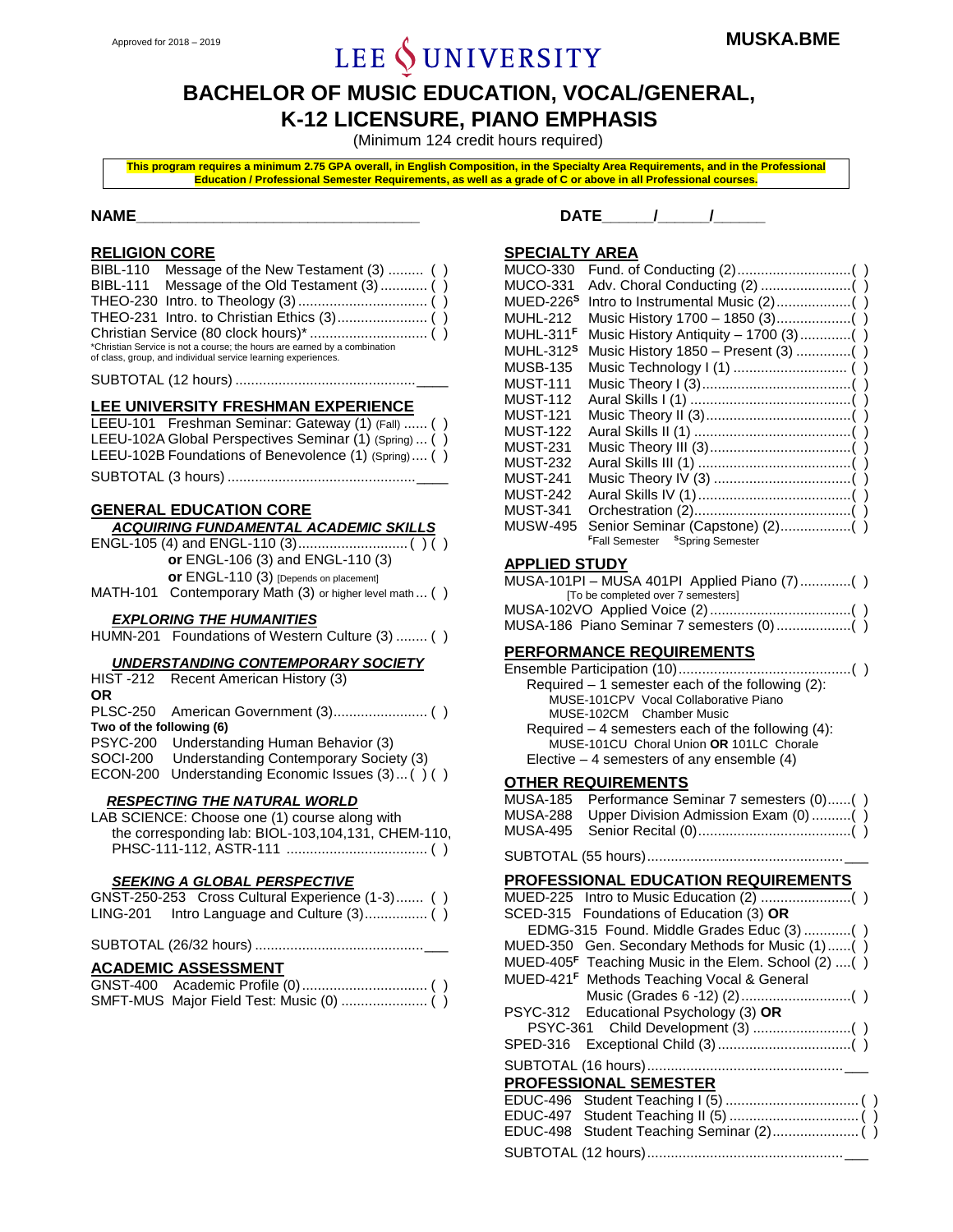Approved for 2018 – 2019

**MUSKA.BME**

# LEE UNIVERSITY

# BACHELOR OF MUSIC EDUCATION, VOCAL/GENERAL, K-12 LICENSURE, PIANO EMPHASIS

(Minimum 124 credit hours required)

**This program requires a minimum 2.75 GPA overall, in English Composition, in the Specialty Area Requirements, and in the Professional Education / Professional Semester Requirements, as well as a grade of C or above in all Professional courses.**

**NAME**_______________________________ **DATE**_____/_____/_____

## RELIGION CORE

BIBL-110 Message of the New Testament (3) ......... ( )
BIBL-111 Message of the Old Testament (3) ............ ( )
THEO-230 Intro. to Theology (3) ................................ ( )
THEO-231 Intro. to Christian Ethics (3)...................... ( )
Christian Service (80 clock hours)* ............................. ( )
*Christian Service is not a course; the hours are earned by a combination of class, group, and individual service learning experiences.

SUBTOTAL (12 hours) .............................................____

## LEE UNIVERSITY FRESHMAN EXPERIENCE

LEEU-101 Freshman Seminar: Gateway (1) (Fall) ...... ( )
LEEU-102A Global Perspectives Seminar (1) (Spring) ... ( )
LEEU-102B Foundations of Benevolence (1) (Spring) .... ( )

SUBTOTAL (3 hours) ...............................................____

## GENERAL EDUCATION CORE

### *ACQUIRING FUNDAMENTAL ACADEMIC SKILLS*

ENGL-105 (4) and ENGL-110 (3)........................... ( ) ( )
**or** ENGL-106 (3) and ENGL-110 (3)
**or** ENGL-110 (3) [Depends on placement]
MATH-101 Contemporary Math (3) or higher level math ... ( )

### *EXPLORING THE HUMANITIES*

HUMN-201 Foundations of Western Culture (3) ........ ( )

### *UNDERSTANDING CONTEMPORARY SOCIETY*

HIST -212 Recent American History (3)
**OR**
PLSC-250 American Government (3)........................ ( )
**Two of the following (6)**
PSYC-200 Understanding Human Behavior (3)
SOCI-200 Understanding Contemporary Society (3)
ECON-200 Understanding Economic Issues (3) ... ( ) ( )

### *RESPECTING THE NATURAL WORLD*

LAB SCIENCE: Choose one (1) course along with the corresponding lab: BIOL-103,104,131, CHEM-110, PHSC-111-112, ASTR-111 .................................... ( )

### *SEEKING A GLOBAL PERSPECTIVE*

GNST-250-253 Cross Cultural Experience (1-3)....... ( )
LING-201 Intro Language and Culture (3)................ ( )

SUBTOTAL (26/32 hours) ..........................................___

## ACADEMIC ASSESSMENT

GNST-400 Academic Profile (0)................................ ( )
SMFT-MUS Major Field Test: Music (0) ..................... ( )

## SPECIALTY AREA

MUCO-330 Fund. of Conducting (2)............................( )
MUCO-331 Adv. Choral Conducting (2) .......................( )
MUED-226[S] Intro to Instrumental Music (2)...................( )
MUHL-212 Music History 1700 – 1850 (3)...................( )
MUHL-311[F] Music History Antiquity – 1700 (3).............( )
MUHL-312[S] Music History 1850 – Present (3) .............( )
MUSB-135 Music Technology I (1) ............................ ( )
MUST-111 Music Theory I (3)......................................( )
MUST-112 Aural Skills I (1) .........................................( )
MUST-121 Music Theory II (3)....................................( )
MUST-122 Aural Skills II (1) ........................................( )
MUST-231 Music Theory III (3)....................................( )
MUST-232 Aural Skills III (1) .......................................( )
MUST-241 Music Theory IV (3) ...................................( )
MUST-242 Aural Skills IV (1).......................................( )
MUST-341 Orchestration (2)........................................( )
MUSW-495 Senior Seminar (Capstone) (2)..................( )
[F]Fall Semester [S]Spring Semester

## APPLIED STUDY

MUSA-101PI – MUSA 401PI Applied Piano (7).............( )
[To be completed over 7 semesters]
MUSA-102VO Applied Voice (2)...................................( )
MUSA-186 Piano Seminar 7 semesters (0)...................( )

## PERFORMANCE REQUIREMENTS

Ensemble Participation (10)...........................................( )
Required – 1 semester each of the following (2):
MUSE-101CPV Vocal Collaborative Piano
MUSE-102CM Chamber Music
Required – 4 semesters each of the following (4):
MUSE-101CU Choral Union **OR** 101LC Chorale
Elective – 4 semesters of any ensemble (4)

## OTHER REQUIREMENTS

MUSA-185 Performance Seminar 7 semesters (0)......( )
MUSA-288 Upper Division Admission Exam (0) ..........( )
MUSA-495 Senior Recital (0).......................................( )

SUBTOTAL (55 hours).................................................___

## PROFESSIONAL EDUCATION REQUIREMENTS

MUED-225 Intro to Music Education (2) .......................( )
SCED-315 Foundations of Education (3) **OR**
EDMG-315 Found. Middle Grades Educ (3) ............( )
MUED-350 Gen. Secondary Methods for Music (1)......( )
MUED-405[F] Teaching Music in the Elem. School (2) ....( )
MUED-421[F] Methods Teaching Vocal & General Music (Grades 6 -12) (2)............................( )
PSYC-312 Educational Psychology (3) **OR**
PSYC-361 Child Development (3) .........................( )
SPED-316 Exceptional Child (3)..................................( )

SUBTOTAL (16 hours).................................................___

## PROFESSIONAL SEMESTER

EDUC-496 Student Teaching I (5) ................................. ( )
EDUC-497 Student Teaching II (5) ................................ ( )
EDUC-498 Student Teaching Seminar (2)...................... ( )

SUBTOTAL (12 hours).................................................___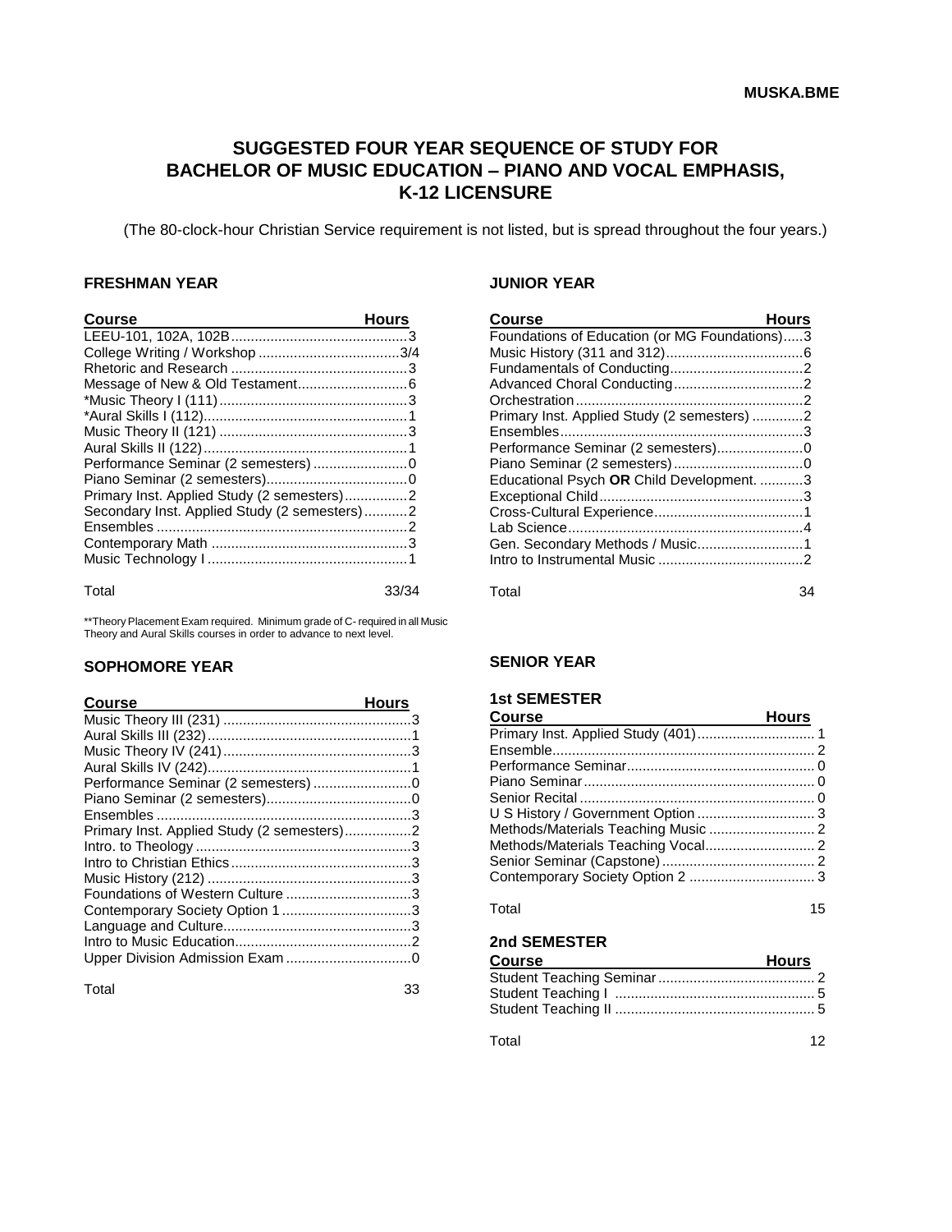# SUGGESTED FOUR YEAR SEQUENCE OF STUDY FOR BACHELOR OF MUSIC EDUCATION – PIANO AND VOCAL EMPHASIS, K-12 LICENSURE

(The 80-clock-hour Christian Service requirement is not listed, but is spread throughout the four years.)

## FRESHMAN YEAR

| Course | Hours |
|---|---|
| LEEU-101, 102A, 102B | 3 |
| College Writing / Workshop | 3/4 |
| Rhetoric and Research | 3 |
| Message of New & Old Testament | 6 |
| *Music Theory I (111) | 3 |
| *Aural Skills I (112) | 1 |
| Music Theory II (121) | 3 |
| Aural Skills II (122) | 1 |
| Performance Seminar (2 semesters) | 0 |
| Piano Seminar (2 semesters) | 0 |
| Primary Inst. Applied Study (2 semesters) | 2 |
| Secondary Inst. Applied Study (2 semesters) | 2 |
| Ensembles | 2 |
| Contemporary Math | 3 |
| Music Technology I | 1 |
| Total | 33/34 |

**Theory Placement Exam required. Minimum grade of C- required in all Music Theory and Aural Skills courses in order to advance to next level.

## SOPHOMORE YEAR

| Course | Hours |
|---|---|
| Music Theory III (231) | 3 |
| Aural Skills III (232) | 1 |
| Music Theory IV (241) | 3 |
| Aural Skills IV (242) | 1 |
| Performance Seminar (2 semesters) | 0 |
| Piano Seminar (2 semesters) | 0 |
| Ensembles | 3 |
| Primary Inst. Applied Study (2 semesters) | 2 |
| Intro. to Theology | 3 |
| Intro to Christian Ethics | 3 |
| Music History (212) | 3 |
| Foundations of Western Culture | 3 |
| Contemporary Society Option 1 | 3 |
| Language and Culture | 3 |
| Intro to Music Education | 2 |
| Upper Division Admission Exam | 0 |
| Total | 33 |

## JUNIOR YEAR

| Course | Hours |
|---|---|
| Foundations of Education (or MG Foundations) | 3 |
| Music History (311 and 312) | 6 |
| Fundamentals of Conducting | 2 |
| Advanced Choral Conducting | 2 |
| Orchestration | 2 |
| Primary Inst. Applied Study (2 semesters) | 2 |
| Ensembles | 3 |
| Performance Seminar (2 semesters) | 0 |
| Piano Seminar (2 semesters) | 0 |
| Educational Psych **OR** Child Development. | 3 |
| Exceptional Child | 3 |
| Cross-Cultural Experience | 1 |
| Lab Science | 4 |
| Gen. Secondary Methods / Music | 1 |
| Intro to Instrumental Music | 2 |
| Total | 34 |

## SENIOR YEAR

### 1st SEMESTER

| Course | Hours |
|---|---|
| Primary Inst. Applied Study (401) | 1 |
| Ensemble | 2 |
| Performance Seminar | 0 |
| Piano Seminar | 0 |
| Senior Recital | 0 |
| U S History / Government Option | 3 |
| Methods/Materials Teaching Music | 2 |
| Methods/Materials Teaching Vocal | 2 |
| Senior Seminar (Capstone) | 2 |
| Contemporary Society Option 2 | 3 |
| Total | 15 |

### 2nd SEMESTER

| Course | Hours |
|---|---|
| Student Teaching Seminar | 2 |
| Student Teaching I | 5 |
| Student Teaching II | 5 |
| Total | 12 |